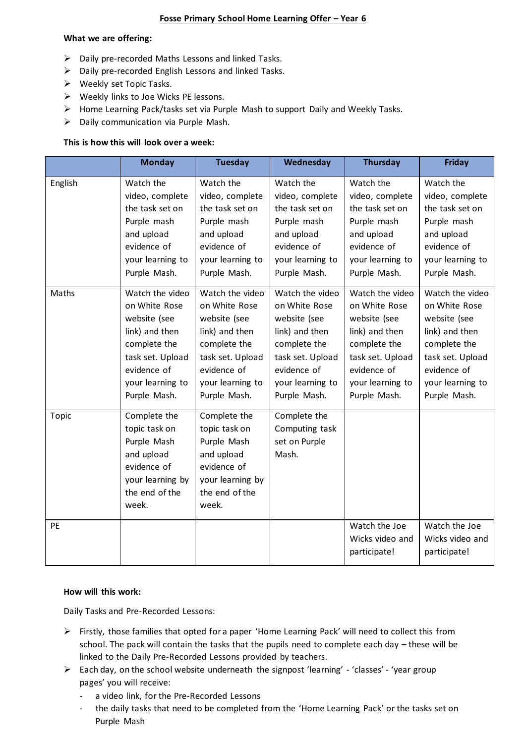# Fosse Primary School Home Learning Offer – Year 6

**What we are offering:**

- Daily pre-recorded Maths Lessons and linked Tasks.
- Daily pre-recorded English Lessons and linked Tasks.
- Weekly set Topic Tasks.
- Weekly links to Joe Wicks PE lessons.
- Home Learning Pack/tasks set via Purple Mash to support Daily and Weekly Tasks.
- Daily communication via Purple Mash.

**This is how this will look over a week:**

| | Monday | Tuesday | Wednesday | Thursday | Friday |
|---|---|---|---|---|---|
| English | Watch the video, complete the task set on Purple mash and upload evidence of your learning to Purple Mash. | Watch the video, complete the task set on Purple mash and upload evidence of your learning to Purple Mash. | Watch the video, complete the task set on Purple mash and upload evidence of your learning to Purple Mash. | Watch the video, complete the task set on Purple mash and upload evidence of your learning to Purple Mash. | Watch the video, complete the task set on Purple mash and upload evidence of your learning to Purple Mash. |
| Maths | Watch the video on White Rose website (see link) and then complete the task set. Upload evidence of your learning to Purple Mash. | Watch the video on White Rose website (see link) and then complete the task set. Upload evidence of your learning to Purple Mash. | Watch the video on White Rose website (see link) and then complete the task set. Upload evidence of your learning to Purple Mash. | Watch the video on White Rose website (see link) and then complete the task set. Upload evidence of your learning to Purple Mash. | Watch the video on White Rose website (see link) and then complete the task set. Upload evidence of your learning to Purple Mash. |
| Topic | Complete the topic task on Purple Mash and upload evidence of your learning by the end of the week. | Complete the topic task on Purple Mash and upload evidence of your learning by the end of the week. | Complete the Computing task set on Purple Mash. | | |
| PE | | | | Watch the Joe Wicks video and participate! | Watch the Joe Wicks video and participate! |

**How will this work:**

Daily Tasks and Pre-Recorded Lessons:

- Firstly, those families that opted for a paper 'Home Learning Pack' will need to collect this from school. The pack will contain the tasks that the pupils need to complete each day – these will be linked to the Daily Pre-Recorded Lessons provided by teachers.
- Each day, on the school website underneath the signpost 'learning' - 'classes' - 'year group pages' you will receive:
  - a video link, for the Pre-Recorded Lessons
  - the daily tasks that need to be completed from the 'Home Learning Pack' or the tasks set on Purple Mash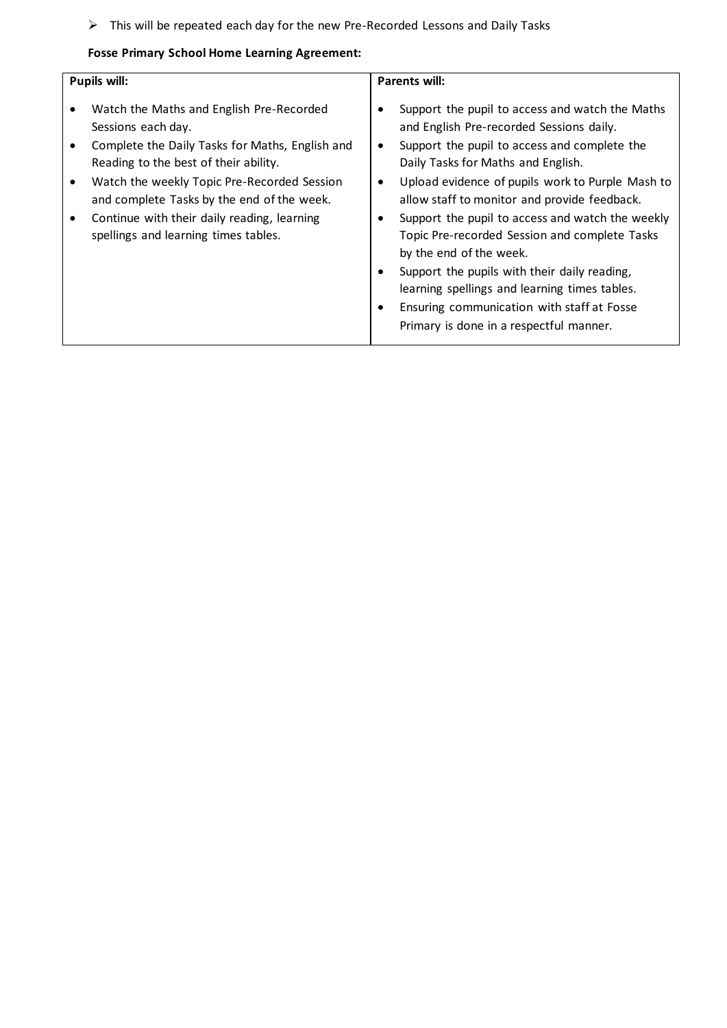- This will be repeated each day for the new Pre-Recorded Lessons and Daily Tasks

**Fosse Primary School Home Learning Agreement:**

| Pupils will: | Parents will: |
|---|---|
| • Watch the Maths and English Pre-Recorded Sessions each day.<br>• Complete the Daily Tasks for Maths, English and Reading to the best of their ability.<br>• Watch the weekly Topic Pre-Recorded Session and complete Tasks by the end of the week.<br>• Continue with their daily reading, learning spellings and learning times tables. | • Support the pupil to access and watch the Maths and English Pre-recorded Sessions daily.<br>• Support the pupil to access and complete the Daily Tasks for Maths and English.<br>• Upload evidence of pupils work to Purple Mash to allow staff to monitor and provide feedback.<br>• Support the pupil to access and watch the weekly Topic Pre-recorded Session and complete Tasks by the end of the week.<br>• Support the pupils with their daily reading, learning spellings and learning times tables.<br>• Ensuring communication with staff at Fosse Primary is done in a respectful manner. |